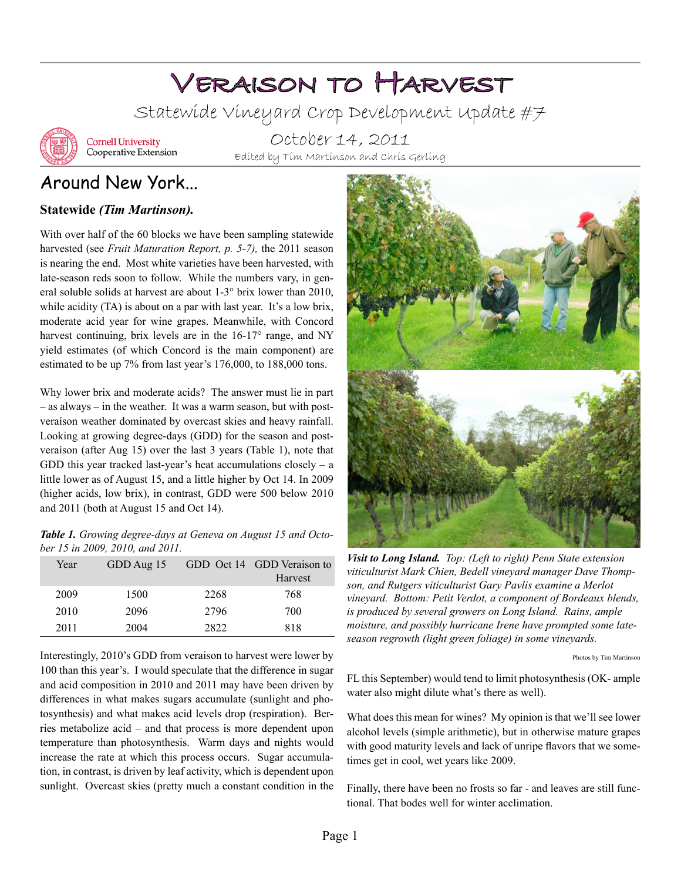# Veraison to Harvest

Statewide Vineyard Crop Development Update #7

Cornell University Cooperative Extension

October 14, 2011

Edited by Tim Martinson and Chris Gerling

## Around New York...

### Statewide *(Tim Martinson).*

With over half of the 60 blocks we have been sampling statewide harvested (see *Fruit Maturation Report, p. 5-7),* the 2011 season is nearing the end. Most white varieties have been harvested, with late-season reds soon to follow. While the numbers vary, in general soluble solids at harvest are about 1-3° brix lower than 2010, while acidity (TA) is about on a par with last year. It's a low brix, moderate acid year for wine grapes. Meanwhile, with Concord harvest continuing, brix levels are in the 16-17° range, and NY yield estimates (of which Concord is the main component) are estimated to be up 7% from last year's 176,000, to 188,000 tons.

Why lower brix and moderate acids? The answer must lie in part – as always – in the weather. It was a warm season, but with post-veraíson weather dominated by overcast skies and heavy rainfall. Looking at growing degree-days (GDD) for the season and post-veraíson (after Aug 15) over the last 3 years (Table 1), note that GDD this year tracked last-year's heat accumulations closely – a little lower as of August 15, and a little higher by Oct 14. In 2009 (higher acids, low brix), in contrast, GDD were 500 below 2010 and 2011 (both at August 15 and Oct 14).

***Table 1.*** *Growing degree-days at Geneva on August 15 and October 15 in 2009, 2010, and 2011.*

| Year | GDD Aug 15 | GDD Oct 14 | GDD Veraison to Harvest |
|---|---|---|---|
| 2009 | 1500 | 2268 | 768 |
| 2010 | 2096 | 2796 | 700 |
| 2011 | 2004 | 2822 | 818 |

Interestingly, 2010's GDD from veraison to harvest were lower by 100 than this year's. I would speculate that the difference in sugar and acid composition in 2010 and 2011 may have been driven by differences in what makes sugars accumulate (sunlight and photosynthesis) and what makes acid levels drop (respiration). Berries metabolize acid – and that process is more dependent upon temperature than photosynthesis. Warm days and nights would increase the rate at which this process occurs. Sugar accumulation, in contrast, is driven by leaf activity, which is dependent upon sunlight. Overcast skies (pretty much a constant condition in the FL this September) would tend to limit photosynthesis (OK- ample water also might dilute what's there as well).

What does this mean for wines? My opinion is that we'll see lower alcohol levels (simple arithmetic), but in otherwise mature grapes with good maturity levels and lack of unripe flavors that we sometimes get in cool, wet years like 2009.

Finally, there have been no frosts so far - and leaves are still functional. That bodes well for winter acclimation.

***Visit to Long Island.*** *Top: (Left to right) Penn State extension viticulturist Mark Chien, Bedell vineyard manager Dave Thompson, and Rutgers viticulturist Gary Pavlis examine a Merlot vineyard. Bottom: Petit Verdot, a component of Bordeaux blends, is produced by several growers on Long Island. Rains, ample moisture, and possibly hurricane Irene have prompted some late-season regrowth (light green foliage) in some vineyards.*

Photos by Tim Martinson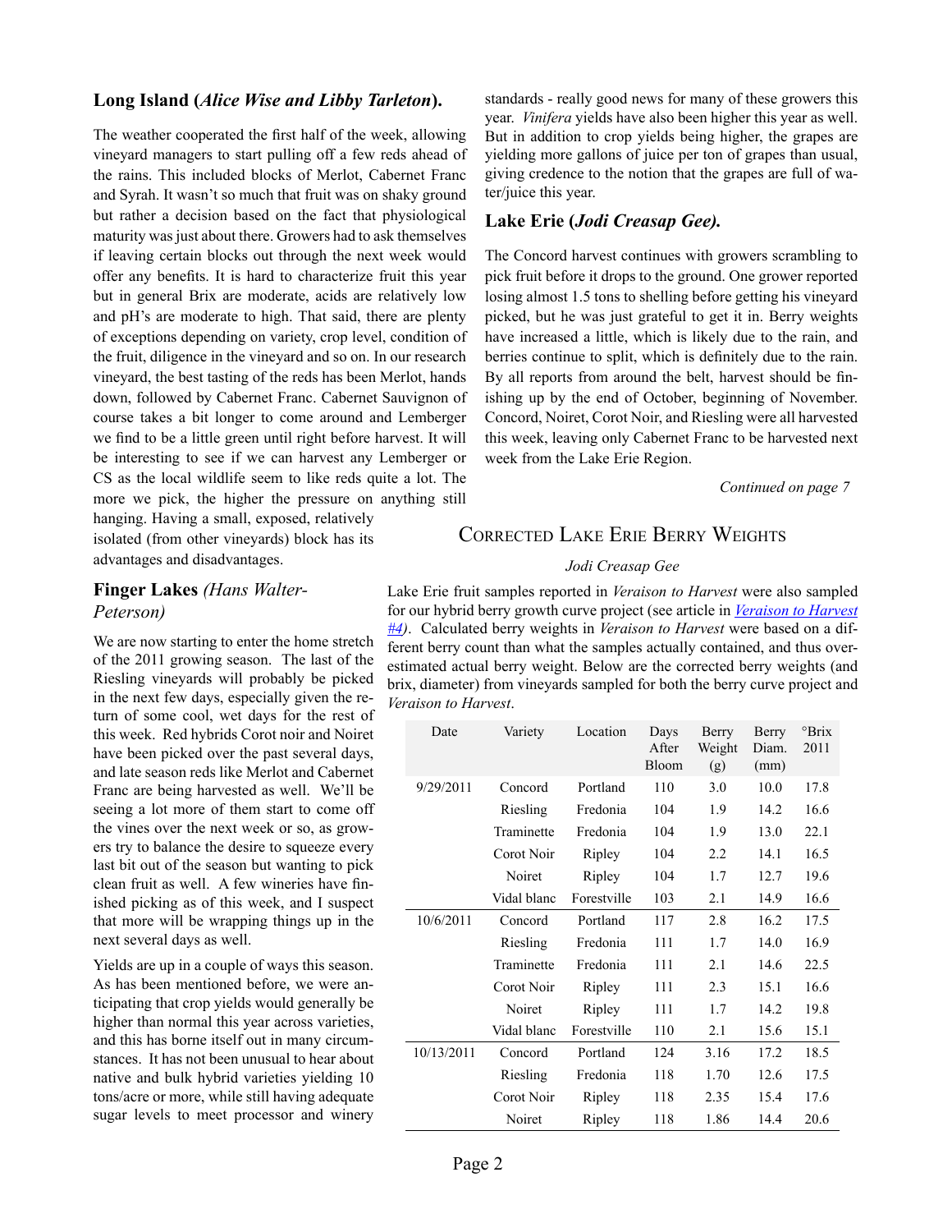### Long Island (*Alice Wise and Libby Tarleton*).

The weather cooperated the first half of the week, allowing vineyard managers to start pulling off a few reds ahead of the rains. This included blocks of Merlot, Cabernet Franc and Syrah. It wasn't so much that fruit was on shaky ground but rather a decision based on the fact that physiological maturity was just about there. Growers had to ask themselves if leaving certain blocks out through the next week would offer any benefits. It is hard to characterize fruit this year but in general Brix are moderate, acids are relatively low and pH's are moderate to high. That said, there are plenty of exceptions depending on variety, crop level, condition of the fruit, diligence in the vineyard and so on. In our research vineyard, the best tasting of the reds has been Merlot, hands down, followed by Cabernet Franc. Cabernet Sauvignon of course takes a bit longer to come around and Lemberger we find to be a little green until right before harvest. It will be interesting to see if we can harvest any Lemberger or CS as the local wildlife seem to like reds quite a lot. The more we pick, the higher the pressure on anything still hanging. Having a small, exposed, relatively isolated (from other vineyards) block has its advantages and disadvantages.

### Finger Lakes *(Hans Walter-Peterson)*

We are now starting to enter the home stretch of the 2011 growing season. The last of the Riesling vineyards will probably be picked in the next few days, especially given the return of some cool, wet days for the rest of this week. Red hybrids Corot noir and Noiret have been picked over the past several days, and late season reds like Merlot and Cabernet Franc are being harvested as well. We'll be seeing a lot more of them start to come off the vines over the next week or so, as growers try to balance the desire to squeeze every last bit out of the season but wanting to pick clean fruit as well. A few wineries have finished picking as of this week, and I suspect that more will be wrapping things up in the next several days as well.

Yields are up in a couple of ways this season. As has been mentioned before, we were anticipating that crop yields would generally be higher than normal this year across varieties, and this has borne itself out in many circumstances. It has not been unusual to hear about native and bulk hybrid varieties yielding 10 tons/acre or more, while still having adequate sugar levels to meet processor and winery standards - really good news for many of these growers this year. *Vinifera* yields have also been higher this year as well. But in addition to crop yields being higher, the grapes are yielding more gallons of juice per ton of grapes than usual, giving credence to the notion that the grapes are full of water/juice this year.

### Lake Erie (*Jodi Creasap Gee).*

The Concord harvest continues with growers scrambling to pick fruit before it drops to the ground. One grower reported losing almost 1.5 tons to shelling before getting his vineyard picked, but he was just grateful to get it in. Berry weights have increased a little, which is likely due to the rain, and berries continue to split, which is definitely due to the rain. By all reports from around the belt, harvest should be finishing up by the end of October, beginning of November. Concord, Noiret, Corot Noir, and Riesling were all harvested this week, leaving only Cabernet Franc to be harvested next week from the Lake Erie Region.

*Continued on page 7*

## Corrected Lake Erie Berry Weights

*Jodi Creasap Gee*

Lake Erie fruit samples reported in *Veraison to Harvest* were also sampled for our hybrid berry growth curve project (see article in *Veraison to Harvest #4*). Calculated berry weights in *Veraison to Harvest* were based on a different berry count than what the samples actually contained, and thus overestimated actual berry weight. Below are the corrected berry weights (and brix, diameter) from vineyards sampled for both the berry curve project and *Veraison to Harvest*.

| Date | Variety | Location | Days After Bloom | Berry Weight (g) | Berry Diam. (mm) | °Brix 2011 |
|---|---|---|---|---|---|---|
| 9/29/2011 | Concord | Portland | 110 | 3.0 | 10.0 | 17.8 |
| | Riesling | Fredonia | 104 | 1.9 | 14.2 | 16.6 |
| | Traminette | Fredonia | 104 | 1.9 | 13.0 | 22.1 |
| | Corot Noir | Ripley | 104 | 2.2 | 14.1 | 16.5 |
| | Noiret | Ripley | 104 | 1.7 | 12.7 | 19.6 |
| | Vidal blanc | Forestville | 103 | 2.1 | 14.9 | 16.6 |
| 10/6/2011 | Concord | Portland | 117 | 2.8 | 16.2 | 17.5 |
| | Riesling | Fredonia | 111 | 1.7 | 14.0 | 16.9 |
| | Traminette | Fredonia | 111 | 2.1 | 14.6 | 22.5 |
| | Corot Noir | Ripley | 111 | 2.3 | 15.1 | 16.6 |
| | Noiret | Ripley | 111 | 1.7 | 14.2 | 19.8 |
| | Vidal blanc | Forestville | 110 | 2.1 | 15.6 | 15.1 |
| 10/13/2011 | Concord | Portland | 124 | 3.16 | 17.2 | 18.5 |
| | Riesling | Fredonia | 118 | 1.70 | 12.6 | 17.5 |
| | Corot Noir | Ripley | 118 | 2.35 | 15.4 | 17.6 |
| | Noiret | Ripley | 118 | 1.86 | 14.4 | 20.6 |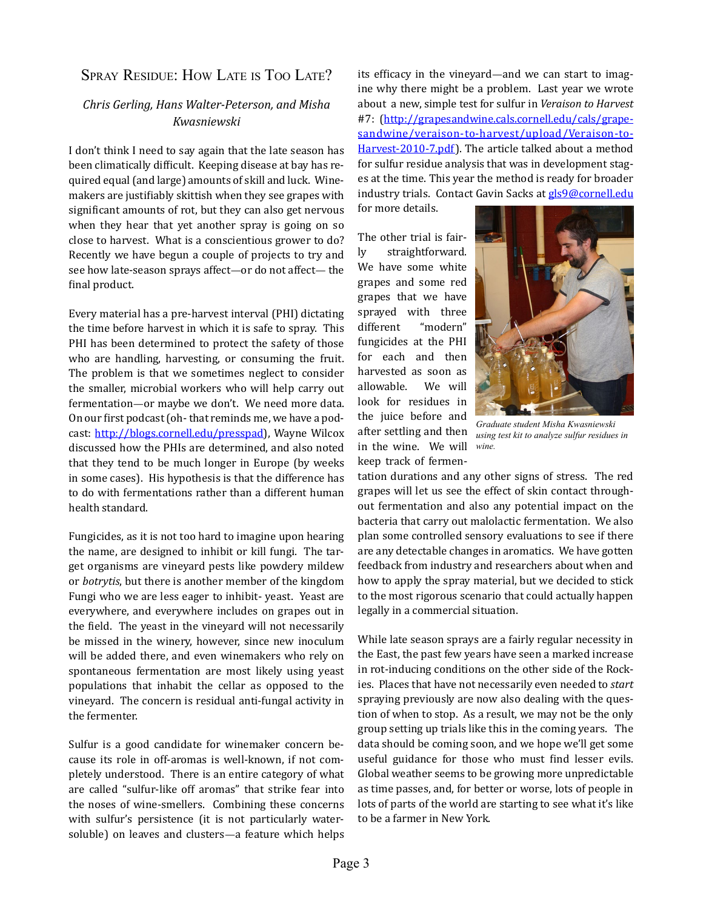## Spray Residue: How Late is Too Late?

*Chris Gerling, Hans Walter-Peterson, and Misha Kwasniewski*

I don't think I need to say again that the late season has been climatically difficult. Keeping disease at bay has required equal (and large) amounts of skill and luck. Winemakers are justifiably skittish when they see grapes with significant amounts of rot, but they can also get nervous when they hear that yet another spray is going on so close to harvest. What is a conscientious grower to do? Recently we have begun a couple of projects to try and see how late-season sprays affect—or do not affect— the final product.

Every material has a pre-harvest interval (PHI) dictating the time before harvest in which it is safe to spray. This PHI has been determined to protect the safety of those who are handling, harvesting, or consuming the fruit. The problem is that we sometimes neglect to consider the smaller, microbial workers who will help carry out fermentation—or maybe we don't. We need more data. On our first podcast (oh- that reminds me, we have a podcast: [http://blogs.cornell.edu/presspad](http://blogs.cornell.edu/presspad)), Wayne Wilcox discussed how the PHIs are determined, and also noted that they tend to be much longer in Europe (by weeks in some cases). His hypothesis is that the difference has to do with fermentations rather than a different human health standard.

Fungicides, as it is not too hard to imagine upon hearing the name, are designed to inhibit or kill fungi. The target organisms are vineyard pests like powdery mildew or *botrytis*, but there is another member of the kingdom Fungi who we are less eager to inhibit- yeast. Yeast are everywhere, and everywhere includes on grapes out in the field. The yeast in the vineyard will not necessarily be missed in the winery, however, since new inoculum will be added there, and even winemakers who rely on spontaneous fermentation are most likely using yeast populations that inhabit the cellar as opposed to the vineyard. The concern is residual anti-fungal activity in the fermenter.

Sulfur is a good candidate for winemaker concern because its role in off-aromas is well-known, if not completely understood. There is an entire category of what are called "sulfur-like off aromas" that strike fear into the noses of wine-smellers. Combining these concerns with sulfur's persistence (it is not particularly water-soluble) on leaves and clusters—a feature which helps its efficacy in the vineyard—and we can start to imagine why there might be a problem. Last year we wrote about a new, simple test for sulfur in *Veraison to Harvest* #7: ([http://grapesandwine.cals.cornell.edu/cals/grapesandwine/veraison-to-harvest/upload/Veraison-to-Harvest-2010-7.pdf](http://grapesandwine.cals.cornell.edu/cals/grapesandwine/veraison-to-harvest/upload/Veraison-to-Harvest-2010-7.pdf)). The article talked about a method for sulfur residue analysis that was in development stages at the time. This year the method is ready for broader industry trials. Contact Gavin Sacks at [gls9@cornell.edu](mailto:gls9@cornell.edu) for more details.

*Graduate student Misha Kwasniewski using test kit to analyze sulfur residues in wine.*

The other trial is fairly straightforward. We have some white grapes and some red grapes that we have sprayed with three different "modern" fungicides at the PHI for each and then harvested as soon as allowable. We will look for residues in the juice before and after settling and then in the wine. We will keep track of fermentation durations and any other signs of stress. The red grapes will let us see the effect of skin contact throughout fermentation and also any potential impact on the bacteria that carry out malolactic fermentation. We also plan some controlled sensory evaluations to see if there are any detectable changes in aromatics. We have gotten feedback from industry and researchers about when and how to apply the spray material, but we decided to stick to the most rigorous scenario that could actually happen legally in a commercial situation.

While late season sprays are a fairly regular necessity in the East, the past few years have seen a marked increase in rot-inducing conditions on the other side of the Rockies. Places that have not necessarily even needed to *start* spraying previously are now also dealing with the question of when to stop. As a result, we may not be the only group setting up trials like this in the coming years. The data should be coming soon, and we hope we'll get some useful guidance for those who must find lesser evils. Global weather seems to be growing more unpredictable as time passes, and, for better or worse, lots of people in lots of parts of the world are starting to see what it's like to be a farmer in New York.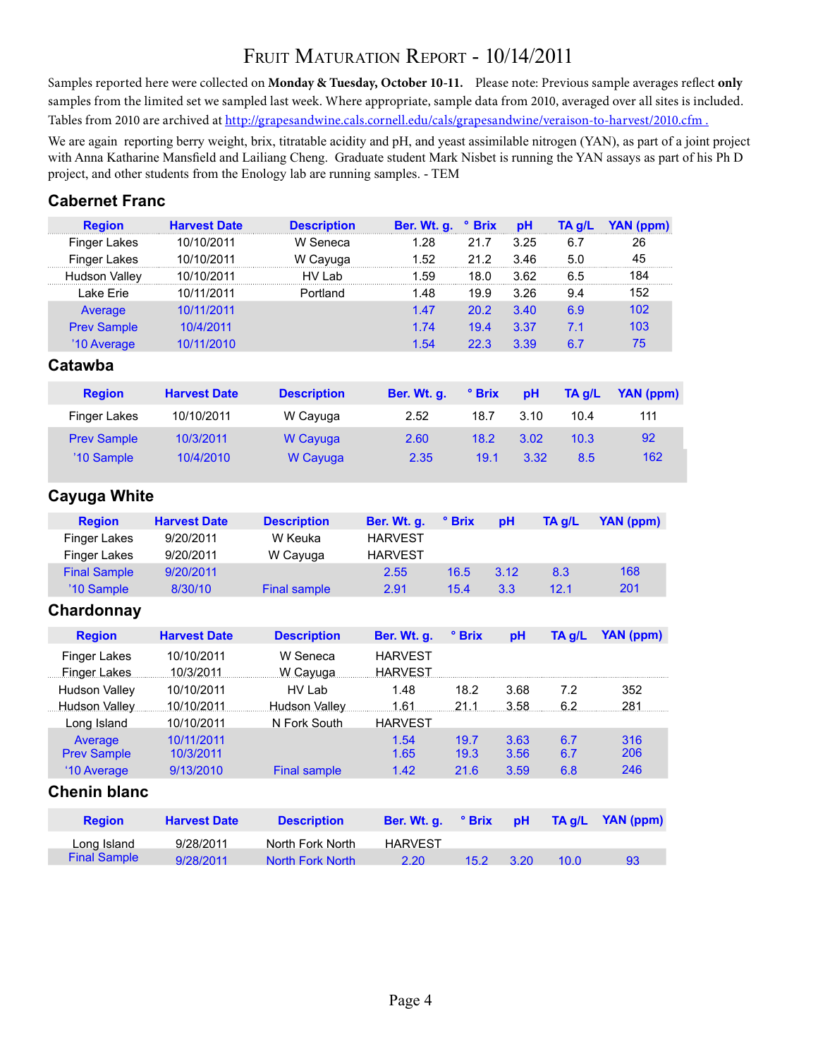# Fruit Maturation Report - 10/14/2011

Samples reported here were collected on **Monday & Tuesday, October 10-11.** Please note: Previous sample averages reflect **only** samples from the limited set we sampled last week. Where appropriate, sample data from 2010, averaged over all sites is included. Tables from 2010 are archived at http://grapesandwine.cals.cornell.edu/cals/grapesandwine/veraison-to-harvest/2010.cfm .

We are again reporting berry weight, brix, titratable acidity and pH, and yeast assimilable nitrogen (YAN), as part of a joint project with Anna Katharine Mansfield and Lailiang Cheng. Graduate student Mark Nisbet is running the YAN assays as part of his Ph D project, and other students from the Enology lab are running samples. - TEM

## Cabernet Franc

| Region | Harvest Date | Description | Ber. Wt. g. | ° Brix | pH | TA g/L | YAN (ppm) |
|---|---|---|---|---|---|---|---|
| Finger Lakes | 10/10/2011 | W Seneca | 1.28 | 21.7 | 3.25 | 6.7 | 26 |
| Finger Lakes | 10/10/2011 | W Cayuga | 1.52 | 21.2 | 3.46 | 5.0 | 45 |
| Hudson Valley | 10/10/2011 | HV Lab | 1.59 | 18.0 | 3.62 | 6.5 | 184 |
| Lake Erie | 10/11/2011 | Portland | 1.48 | 19.9 | 3.26 | 9.4 | 152 |
| Average | 10/11/2011 | | 1.47 | 20.2 | 3.40 | 6.9 | 102 |
| Prev Sample | 10/4/2011 | | 1.74 | 19.4 | 3.37 | 7.1 | 103 |
| '10 Average | 10/11/2010 | | 1.54 | 22.3 | 3.39 | 6.7 | 75 |

## Catawba

| Region | Harvest Date | Description | Ber. Wt. g. | ° Brix | pH | TA g/L | YAN (ppm) |
|---|---|---|---|---|---|---|---|
| Finger Lakes | 10/10/2011 | W Cayuga | 2.52 | 18.7 | 3.10 | 10.4 | 111 |
| Prev Sample | 10/3/2011 | W Cayuga | 2.60 | 18.2 | 3.02 | 10.3 | 92 |
| '10 Sample | 10/4/2010 | W Cayuga | 2.35 | 19.1 | 3.32 | 8.5 | 162 |

## Cayuga White

| Region | Harvest Date | Description | Ber. Wt. g. | ° Brix | pH | TA g/L | YAN (ppm) |
|---|---|---|---|---|---|---|---|
| Finger Lakes | 9/20/2011 | W Keuka | HARVEST | | | | |
| Finger Lakes | 9/20/2011 | W Cayuga | HARVEST | | | | |
| Final Sample | 9/20/2011 | | 2.55 | 16.5 | 3.12 | 8.3 | 168 |
| '10 Sample | 8/30/10 | Final sample | 2.91 | 15.4 | 3.3 | 12.1 | 201 |

## Chardonnay

| Region | Harvest Date | Description | Ber. Wt. g. | ° Brix | pH | TA g/L | YAN (ppm) |
|---|---|---|---|---|---|---|---|
| Finger Lakes | 10/10/2011 | W Seneca | HARVEST | | | | |
| Finger Lakes | 10/3/2011 | W Cayuga | HARVEST | | | | |
| Hudson Valley | 10/10/2011 | HV Lab | 1.48 | 18.2 | 3.68 | 7.2 | 352 |
| Hudson Valley | 10/10/2011 | Hudson Valley | 1.61 | 21.1 | 3.58 | 6.2 | 281 |
| Long Island | 10/10/2011 | N Fork South | HARVEST | | | | |
| Average | 10/11/2011 | | 1.54 | 19.7 | 3.63 | 6.7 | 316 |
| Prev Sample | 10/3/2011 | | 1.65 | 19.3 | 3.56 | 6.7 | 206 |
| '10 Average | 9/13/2010 | Final sample | 1.42 | 21.6 | 3.59 | 6.8 | 246 |

## Chenin blanc

| Region | Harvest Date | Description | Ber. Wt. g. | ° Brix | pH | TA g/L | YAN (ppm) |
|---|---|---|---|---|---|---|---|
| Long Island | 9/28/2011 | North Fork North | HARVEST | | | | |
| Final Sample | 9/28/2011 | North Fork North | 2.20 | 15.2 | 3.20 | 10.0 | 93 |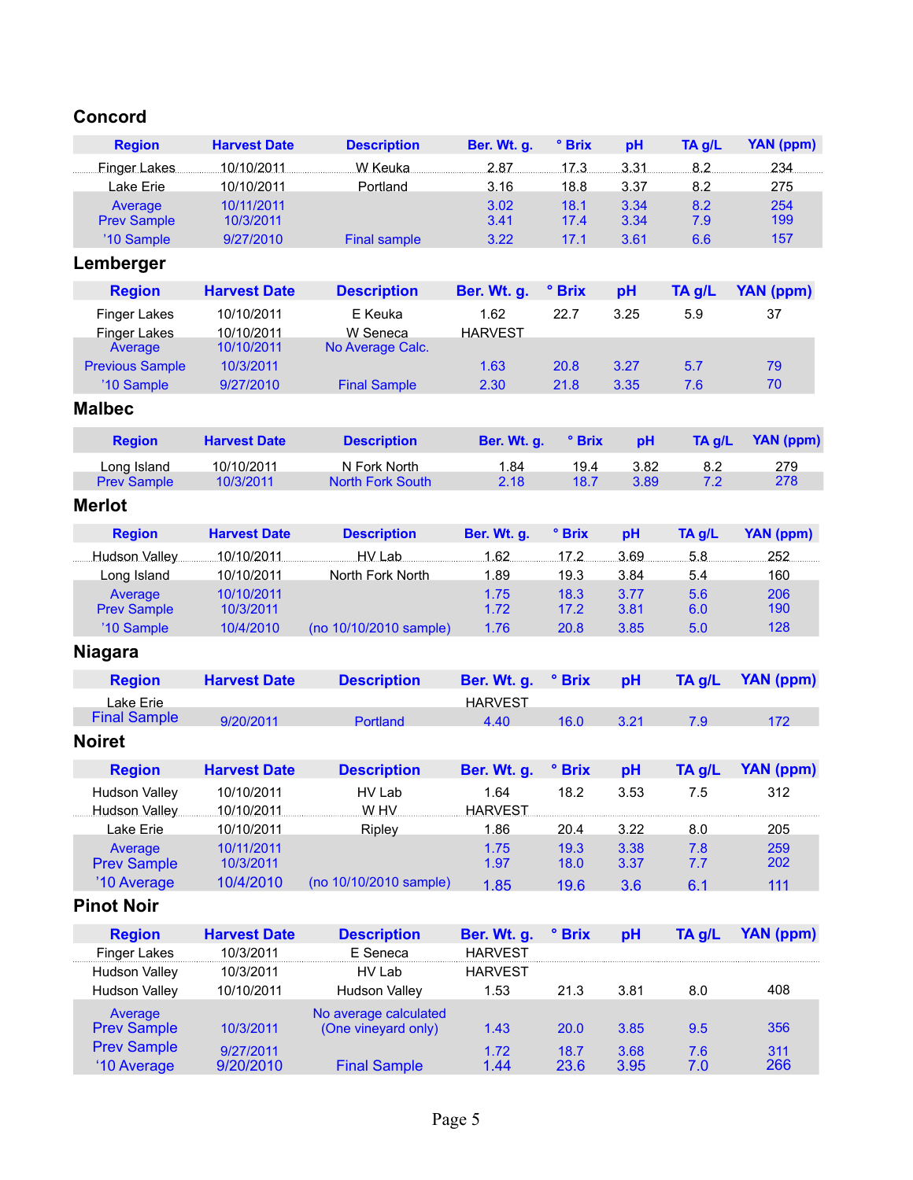## Concord

| Region | Harvest Date | Description | Ber. Wt. g. | ° Brix | pH | TA g/L | YAN (ppm) |
|---|---|---|---|---|---|---|---|
| Finger Lakes | 10/10/2011 | W Keuka | 2.87 | 17.3 | 3.31 | 8.2 | 234 |
| Lake Erie | 10/10/2011 | Portland | 3.16 | 18.8 | 3.37 | 8.2 | 275 |
| Average | 10/11/2011 | | 3.02 | 18.1 | 3.34 | 8.2 | 254 |
| Prev Sample | 10/3/2011 | | 3.41 | 17.4 | 3.34 | 7.9 | 199 |
| '10 Sample | 9/27/2010 | Final sample | 3.22 | 17.1 | 3.61 | 6.6 | 157 |

## Lemberger

| Region | Harvest Date | Description | Ber. Wt. g. | ° Brix | pH | TA g/L | YAN (ppm) |
|---|---|---|---|---|---|---|---|
| Finger Lakes | 10/10/2011 | E Keuka | 1.62 | 22.7 | 3.25 | 5.9 | 37 |
| Finger Lakes | 10/10/2011 | W Seneca | HARVEST | | | | |
| Average | 10/10/2011 | No Average Calc. | | | | | |
| Previous Sample | 10/3/2011 | | 1.63 | 20.8 | 3.27 | 5.7 | 79 |
| '10 Sample | 9/27/2010 | Final Sample | 2.30 | 21.8 | 3.35 | 7.6 | 70 |

## Malbec

| Region | Harvest Date | Description | Ber. Wt. g. | ° Brix | pH | TA g/L | YAN (ppm) |
|---|---|---|---|---|---|---|---|
| Long Island | 10/10/2011 | N Fork North | 1.84 | 19.4 | 3.82 | 8.2 | 279 |
| Prev Sample | 10/3/2011 | North Fork South | 2.18 | 18.7 | 3.89 | 7.2 | 278 |

## Merlot

| Region | Harvest Date | Description | Ber. Wt. g. | ° Brix | pH | TA g/L | YAN (ppm) |
|---|---|---|---|---|---|---|---|
| Hudson Valley | 10/10/2011 | HV Lab | 1.62 | 17.2 | 3.69 | 5.8 | 252 |
| Long Island | 10/10/2011 | North Fork North | 1.89 | 19.3 | 3.84 | 5.4 | 160 |
| Average | 10/10/2011 | | 1.75 | 18.3 | 3.77 | 5.6 | 206 |
| Prev Sample | 10/3/2011 | | 1.72 | 17.2 | 3.81 | 6.0 | 190 |
| '10 Sample | 10/4/2010 | (no 10/10/2010 sample) | 1.76 | 20.8 | 3.85 | 5.0 | 128 |

## Niagara

| Region | Harvest Date | Description | Ber. Wt. g. | ° Brix | pH | TA g/L | YAN (ppm) |
|---|---|---|---|---|---|---|---|
| Lake Erie | | | HARVEST | | | | |
| Final Sample | 9/20/2011 | Portland | 4.40 | 16.0 | 3.21 | 7.9 | 172 |

## Noiret

| Region | Harvest Date | Description | Ber. Wt. g. | ° Brix | pH | TA g/L | YAN (ppm) |
|---|---|---|---|---|---|---|---|
| Hudson Valley | 10/10/2011 | HV Lab | 1.64 | 18.2 | 3.53 | 7.5 | 312 |
| Hudson Valley | 10/10/2011 | W HV | HARVEST | | | | |
| Lake Erie | 10/10/2011 | Ripley | 1.86 | 20.4 | 3.22 | 8.0 | 205 |
| Average | 10/11/2011 | | 1.75 | 19.3 | 3.38 | 7.8 | 259 |
| Prev Sample | 10/3/2011 | | 1.97 | 18.0 | 3.37 | 7.7 | 202 |
| '10 Average | 10/4/2010 | (no 10/10/2010 sample) | 1.85 | 19.6 | 3.6 | 6.1 | 111 |

## Pinot Noir

| Region | Harvest Date | Description | Ber. Wt. g. | ° Brix | pH | TA g/L | YAN (ppm) |
|---|---|---|---|---|---|---|---|
| Finger Lakes | 10/3/2011 | E Seneca | HARVEST | | | | |
| Hudson Valley | 10/3/2011 | HV Lab | HARVEST | | | | |
| Hudson Valley | 10/10/2011 | Hudson Valley | 1.53 | 21.3 | 3.81 | 8.0 | 408 |
| Average | | No average calculated | | | | | |
| Prev Sample | 10/3/2011 | (One vineyard only) | 1.43 | 20.0 | 3.85 | 9.5 | 356 |
| Prev Sample | 9/27/2011 | | 1.72 | 18.7 | 3.68 | 7.6 | 311 |
| '10 Average | 9/20/2010 | Final Sample | 1.44 | 23.6 | 3.95 | 7.0 | 266 |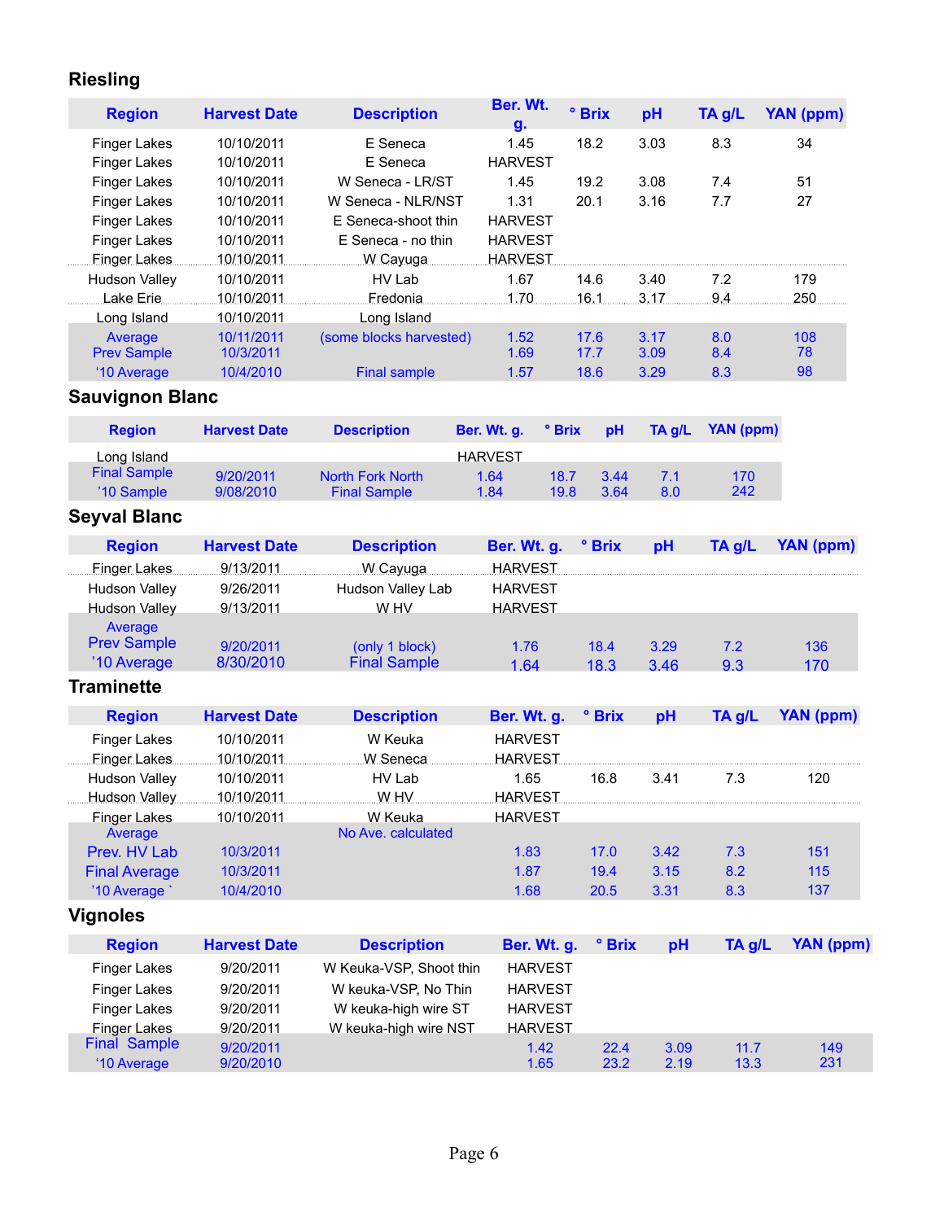## Riesling

| Region | Harvest Date | Description | Ber. Wt. g. | ° Brix | pH | TA g/L | YAN (ppm) |
|---|---|---|---|---|---|---|---|
| Finger Lakes | 10/10/2011 | E Seneca | 1.45 | 18.2 | 3.03 | 8.3 | 34 |
| Finger Lakes | 10/10/2011 | E Seneca | HARVEST | | | | |
| Finger Lakes | 10/10/2011 | W Seneca - LR/ST | 1.45 | 19.2 | 3.08 | 7.4 | 51 |
| Finger Lakes | 10/10/2011 | W Seneca - NLR/NST | 1.31 | 20.1 | 3.16 | 7.7 | 27 |
| Finger Lakes | 10/10/2011 | E Seneca-shoot thin | HARVEST | | | | |
| Finger Lakes | 10/10/2011 | E Seneca - no thin | HARVEST | | | | |
| Finger Lakes | 10/10/2011 | W Cayuga | HARVEST | | | | |
| Hudson Valley | 10/10/2011 | HV Lab | 1.67 | 14.6 | 3.40 | 7.2 | 179 |
| Lake Erie | 10/10/2011 | Fredonia | 1.70 | 16.1 | 3.17 | 9.4 | 250 |
| Long Island | 10/10/2011 | Long Island | | | | | |
| Average | 10/11/2011 | (some blocks harvested) | 1.52 | 17.6 | 3.17 | 8.0 | 108 |
| Prev Sample | 10/3/2011 | | 1.69 | 17.7 | 3.09 | 8.4 | 78 |
| '10 Average | 10/4/2010 | Final sample | 1.57 | 18.6 | 3.29 | 8.3 | 98 |

## Sauvignon Blanc

| Region | Harvest Date | Description | Ber. Wt. g. | ° Brix | pH | TA g/L | YAN (ppm) |
|---|---|---|---|---|---|---|---|
| Long Island | | | HARVEST | | | | |
| Final Sample | 9/20/2011 | North Fork North | 1.64 | 18.7 | 3.44 | 7.1 | 170 |
| '10 Sample | 9/08/2010 | Final Sample | 1.84 | 19.8 | 3.64 | 8.0 | 242 |

## Seyval Blanc

| Region | Harvest Date | Description | Ber. Wt. g. | ° Brix | pH | TA g/L | YAN (ppm) |
|---|---|---|---|---|---|---|---|
| Finger Lakes | 9/13/2011 | W Cayuga | HARVEST | | | | |
| Hudson Valley | 9/26/2011 | Hudson Valley Lab | HARVEST | | | | |
| Hudson Valley | 9/13/2011 | W HV | HARVEST | | | | |
| Average | | | | | | | |
| Prev Sample | 9/20/2011 | (only 1 block) | 1.76 | 18.4 | 3.29 | 7.2 | 136 |
| '10 Average | 8/30/2010 | Final Sample | 1.64 | 18.3 | 3.46 | 9.3 | 170 |

## Traminette

| Region | Harvest Date | Description | Ber. Wt. g. | ° Brix | pH | TA g/L | YAN (ppm) |
|---|---|---|---|---|---|---|---|
| Finger Lakes | 10/10/2011 | W Keuka | HARVEST | | | | |
| Finger Lakes | 10/10/2011 | W Seneca | HARVEST | | | | |
| Hudson Valley | 10/10/2011 | HV Lab | 1.65 | 16.8 | 3.41 | 7.3 | 120 |
| Hudson Valley | 10/10/2011 | W HV | HARVEST | | | | |
| Finger Lakes | 10/10/2011 | W Keuka | HARVEST | | | | |
| Average | | No Ave. calculated | | | | | |
| Prev. HV Lab | 10/3/2011 | | 1.83 | 17.0 | 3.42 | 7.3 | 151 |
| Final Average | 10/3/2011 | | 1.87 | 19.4 | 3.15 | 8.2 | 115 |
| '10 Average ` | 10/4/2010 | | 1.68 | 20.5 | 3.31 | 8.3 | 137 |

## Vignoles

| Region | Harvest Date | Description | Ber. Wt. g. | ° Brix | pH | TA g/L | YAN (ppm) |
|---|---|---|---|---|---|---|---|
| Finger Lakes | 9/20/2011 | W Keuka-VSP, Shoot thin | HARVEST | | | | |
| Finger Lakes | 9/20/2011 | W keuka-VSP, No Thin | HARVEST | | | | |
| Finger Lakes | 9/20/2011 | W keuka-high wire ST | HARVEST | | | | |
| Finger Lakes | 9/20/2011 | W keuka-high wire NST | HARVEST | | | | |
| Final Sample | 9/20/2011 | | 1.42 | 22.4 | 3.09 | 11.7 | 149 |
| '10 Average | 9/20/2010 | | 1.65 | 23.2 | 2.19 | 13.3 | 231 |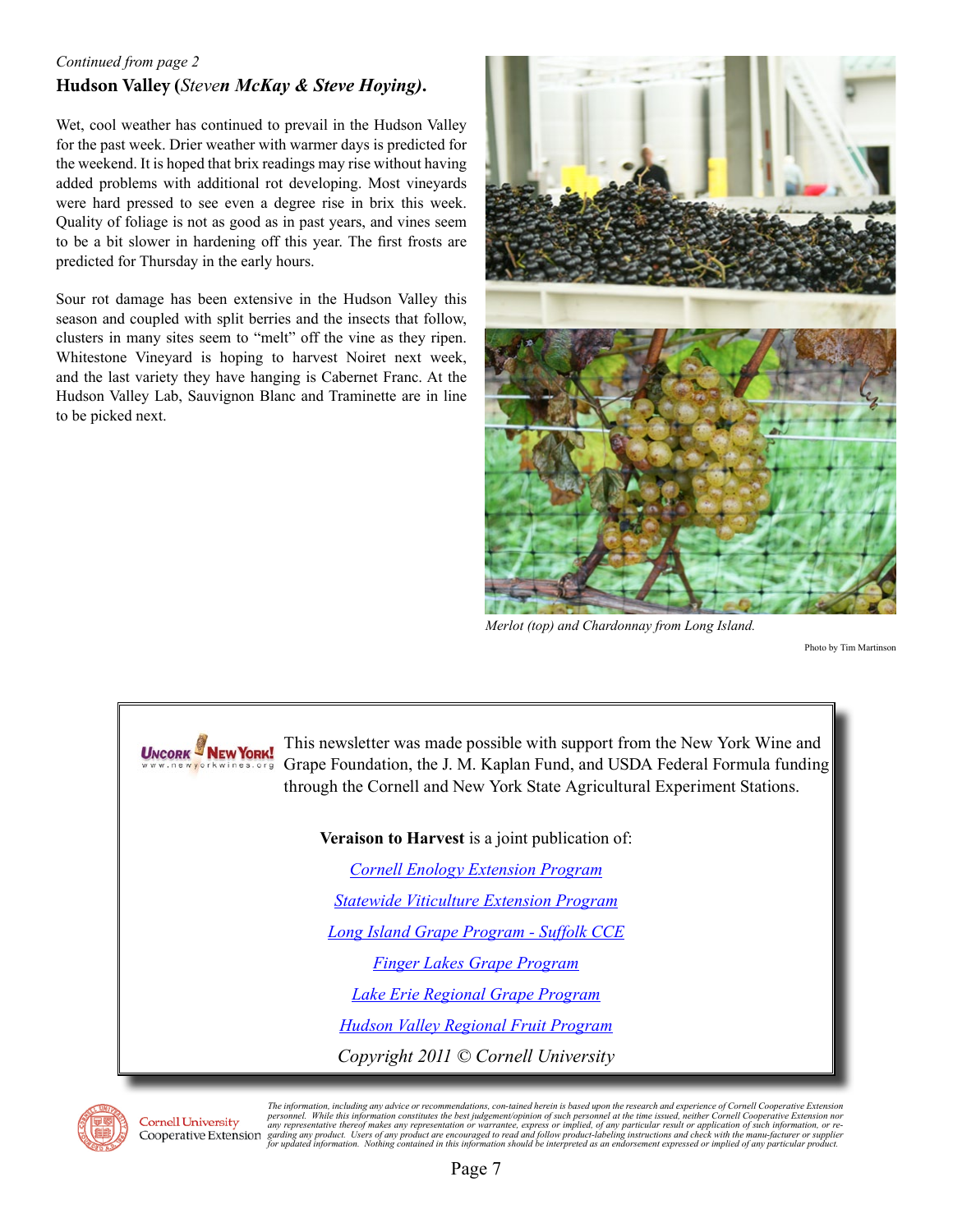*Continued from page 2*

### Hudson Valley (*Steven McKay & Steve Hoying).*

Wet, cool weather has continued to prevail in the Hudson Valley for the past week. Drier weather with warmer days is predicted for the weekend. It is hoped that brix readings may rise without having added problems with additional rot developing. Most vineyards were hard pressed to see even a degree rise in brix this week. Quality of foliage is not as good as in past years, and vines seem to be a bit slower in hardening off this year. The first frosts are predicted for Thursday in the early hours.

Sour rot damage has been extensive in the Hudson Valley this season and coupled with split berries and the insects that follow, clusters in many sites seem to "melt" off the vine as they ripen. Whitestone Vineyard is hoping to harvest Noiret next week, and the last variety they have hanging is Cabernet Franc. At the Hudson Valley Lab, Sauvignon Blanc and Traminette are in line to be picked next.

*Merlot (top) and Chardonnay from Long Island.*

Photo by Tim Martinson

---

UNCORK NEW YORK! www.newyorkwines.org

This newsletter was made possible with support from the New York Wine and Grape Foundation, the J. M. Kaplan Fund, and USDA Federal Formula funding through the Cornell and New York State Agricultural Experiment Stations.

**Veraison to Harvest** is a joint publication of:

Cornell Enology Extension Program

Statewide Viticulture Extension Program

Long Island Grape Program - Suffolk CCE

Finger Lakes Grape Program

Lake Erie Regional Grape Program

Hudson Valley Regional Fruit Program

*Copyright 2011 © Cornell University*

---

Cornell University Cooperative Extension

*The information, including any advice or recommendations, con-tained herein is based upon the research and experience of Cornell Cooperative Extension personnel. While this information constitutes the best judgement/opinion of such personnel at the time issued, neither Cornell Cooperative Extension nor any representative thereof makes any representation or warrantee, express or implied, of any particular result or application of such information, or re-garding any product. Users of any product are encouraged to read and follow product-labeling instructions and check with the manu-facturer or supplier for updated information. Nothing contained in this information should be interpreted as an endorsement expressed or implied of any particular product.*